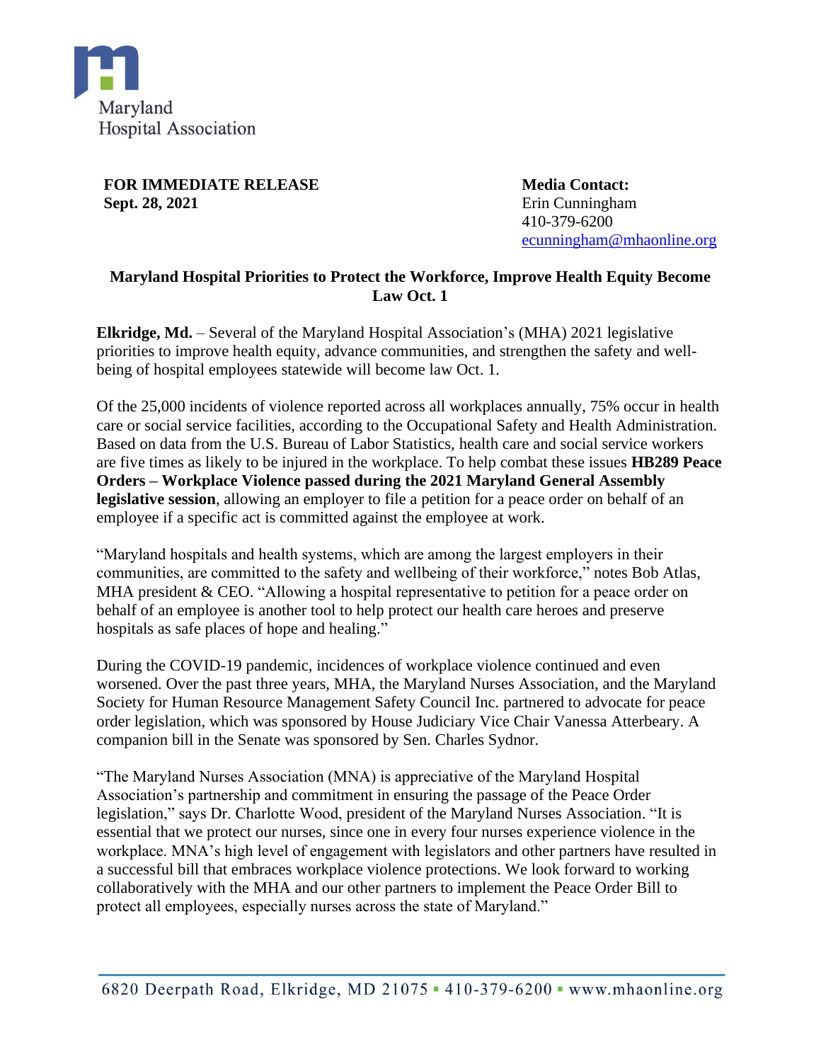Maryland Hospital Association

**FOR IMMEDIATE RELEASE**
**Sept. 28, 2021**

**Media Contact:**
Erin Cunningham
410-379-6200
ecunningham@mhaonline.org

## Maryland Hospital Priorities to Protect the Workforce, Improve Health Equity Become Law Oct. 1

**Elkridge, Md.** – Several of the Maryland Hospital Association's (MHA) 2021 legislative priorities to improve health equity, advance communities, and strengthen the safety and well-being of hospital employees statewide will become law Oct. 1.

Of the 25,000 incidents of violence reported across all workplaces annually, 75% occur in health care or social service facilities, according to the Occupational Safety and Health Administration. Based on data from the U.S. Bureau of Labor Statistics, health care and social service workers are five times as likely to be injured in the workplace. To help combat these issues **HB289 Peace Orders – Workplace Violence passed during the 2021 Maryland General Assembly legislative session**, allowing an employer to file a petition for a peace order on behalf of an employee if a specific act is committed against the employee at work.

"Maryland hospitals and health systems, which are among the largest employers in their communities, are committed to the safety and wellbeing of their workforce," notes Bob Atlas, MHA president & CEO. "Allowing a hospital representative to petition for a peace order on behalf of an employee is another tool to help protect our health care heroes and preserve hospitals as safe places of hope and healing."

During the COVID-19 pandemic, incidences of workplace violence continued and even worsened. Over the past three years, MHA, the Maryland Nurses Association, and the Maryland Society for Human Resource Management Safety Council Inc. partnered to advocate for peace order legislation, which was sponsored by House Judiciary Vice Chair Vanessa Atterbeary. A companion bill in the Senate was sponsored by Sen. Charles Sydnor.

"The Maryland Nurses Association (MNA) is appreciative of the Maryland Hospital Association's partnership and commitment in ensuring the passage of the Peace Order legislation," says Dr. Charlotte Wood, president of the Maryland Nurses Association. "It is essential that we protect our nurses, since one in every four nurses experience violence in the workplace. MNA's high level of engagement with legislators and other partners have resulted in a successful bill that embraces workplace violence protections. We look forward to working collaboratively with the MHA and our other partners to implement the Peace Order Bill to protect all employees, especially nurses across the state of Maryland."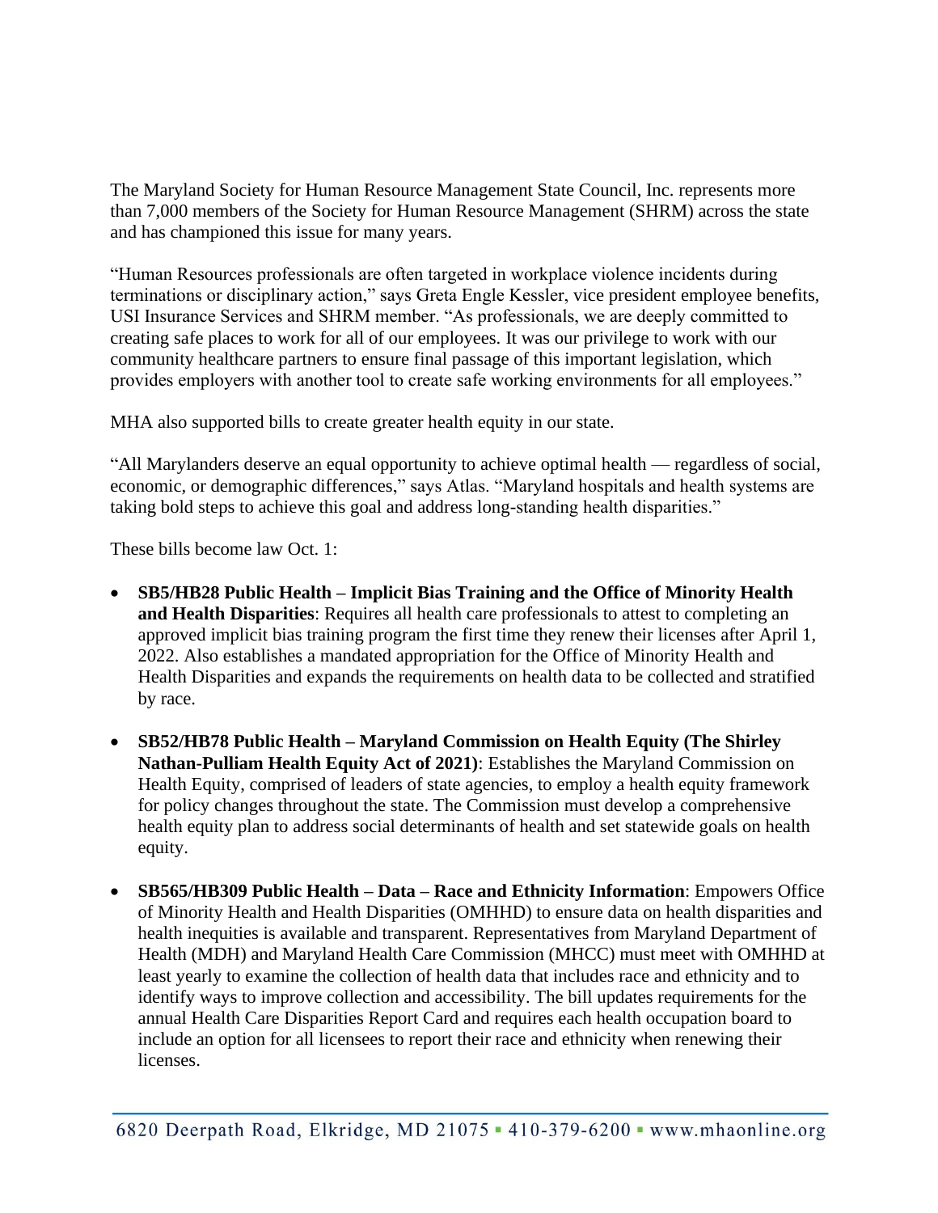The Maryland Society for Human Resource Management State Council, Inc. represents more than 7,000 members of the Society for Human Resource Management (SHRM) across the state and has championed this issue for many years.

"Human Resources professionals are often targeted in workplace violence incidents during terminations or disciplinary action," says Greta Engle Kessler, vice president employee benefits, USI Insurance Services and SHRM member. "As professionals, we are deeply committed to creating safe places to work for all of our employees. It was our privilege to work with our community healthcare partners to ensure final passage of this important legislation, which provides employers with another tool to create safe working environments for all employees."

MHA also supported bills to create greater health equity in our state.

"All Marylanders deserve an equal opportunity to achieve optimal health — regardless of social, economic, or demographic differences," says Atlas. "Maryland hospitals and health systems are taking bold steps to achieve this goal and address long-standing health disparities."

These bills become law Oct. 1:

- **SB5/HB28 Public Health – Implicit Bias Training and the Office of Minority Health and Health Disparities**: Requires all health care professionals to attest to completing an approved implicit bias training program the first time they renew their licenses after April 1, 2022. Also establishes a mandated appropriation for the Office of Minority Health and Health Disparities and expands the requirements on health data to be collected and stratified by race.
- **SB52/HB78 Public Health – Maryland Commission on Health Equity (The Shirley Nathan-Pulliam Health Equity Act of 2021)**: Establishes the Maryland Commission on Health Equity, comprised of leaders of state agencies, to employ a health equity framework for policy changes throughout the state. The Commission must develop a comprehensive health equity plan to address social determinants of health and set statewide goals on health equity.
- **SB565/HB309 Public Health – Data – Race and Ethnicity Information**: Empowers Office of Minority Health and Health Disparities (OMHHD) to ensure data on health disparities and health inequities is available and transparent. Representatives from Maryland Department of Health (MDH) and Maryland Health Care Commission (MHCC) must meet with OMHHD at least yearly to examine the collection of health data that includes race and ethnicity and to identify ways to improve collection and accessibility. The bill updates requirements for the annual Health Care Disparities Report Card and requires each health occupation board to include an option for all licensees to report their race and ethnicity when renewing their licenses.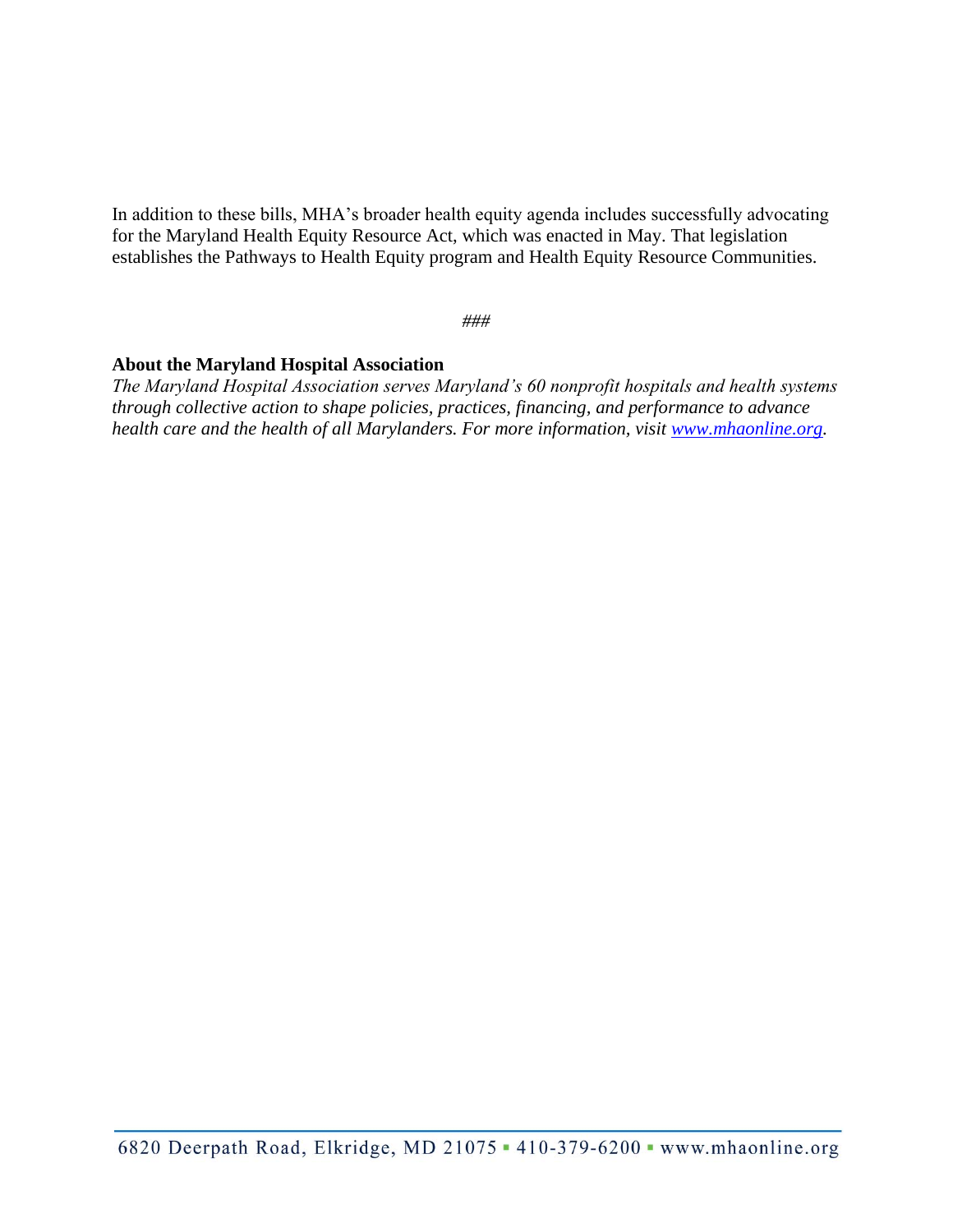In addition to these bills, MHA's broader health equity agenda includes successfully advocating for the Maryland Health Equity Resource Act, which was enacted in May. That legislation establishes the Pathways to Health Equity program and Health Equity Resource Communities.

*###*

**About the Maryland Hospital Association**

*The Maryland Hospital Association serves Maryland's 60 nonprofit hospitals and health systems through collective action to shape policies, practices, financing, and performance to advance health care and the health of all Marylanders. For more information, visit [www.mhaonline.org](http://www.mhaonline.org).*